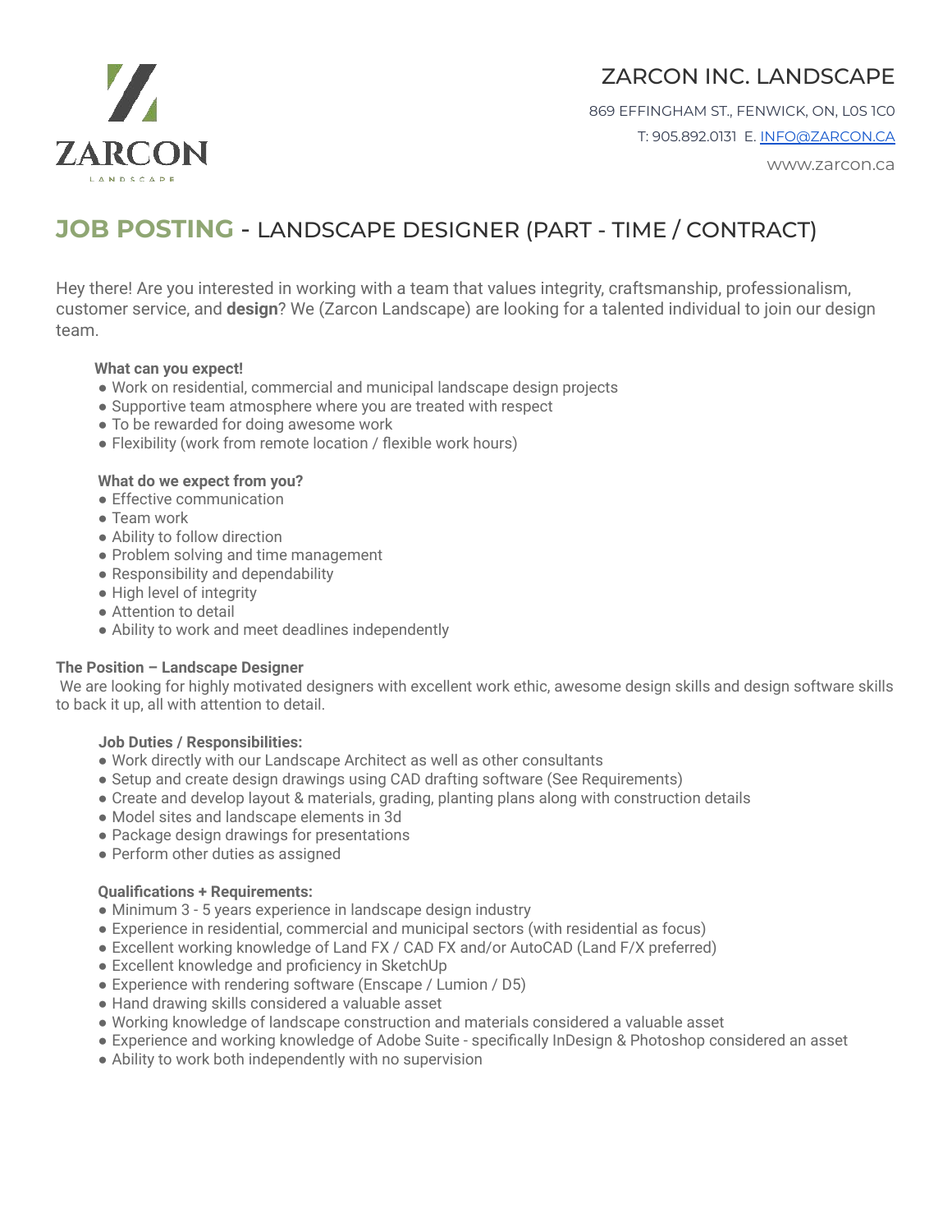ZARCON LANDSCAPE

# ZARCON INC. LANDSCAPE

869 EFFINGHAM ST., FENWICK, ON, L0S 1C0

T: 905.892.0131 E. INFO@ZARCON.CA

www.zarcon.ca

## JOB POSTING - LANDSCAPE DESIGNER (PART - TIME / CONTRACT)

Hey there! Are you interested in working with a team that values integrity, craftsmanship, professionalism, customer service, and **design**? We (Zarcon Landscape) are looking for a talented individual to join our design team.

**What can you expect!**

- Work on residential, commercial and municipal landscape design projects
- Supportive team atmosphere where you are treated with respect
- To be rewarded for doing awesome work
- Flexibility (work from remote location / flexible work hours)

**What do we expect from you?**

- Effective communication
- Team work
- Ability to follow direction
- Problem solving and time management
- Responsibility and dependability
- High level of integrity
- Attention to detail
- Ability to work and meet deadlines independently

**The Position – Landscape Designer**

We are looking for highly motivated designers with excellent work ethic, awesome design skills and design software skills to back it up, all with attention to detail.

**Job Duties / Responsibilities:**

- Work directly with our Landscape Architect as well as other consultants
- Setup and create design drawings using CAD drafting software (See Requirements)
- Create and develop layout & materials, grading, planting plans along with construction details
- Model sites and landscape elements in 3d
- Package design drawings for presentations
- Perform other duties as assigned

**Qualifications + Requirements:**

- Minimum 3 - 5 years experience in landscape design industry
- Experience in residential, commercial and municipal sectors (with residential as focus)
- Excellent working knowledge of Land FX / CAD FX and/or AutoCAD (Land F/X preferred)
- Excellent knowledge and proficiency in SketchUp
- Experience with rendering software (Enscape / Lumion / D5)
- Hand drawing skills considered a valuable asset
- Working knowledge of landscape construction and materials considered a valuable asset
- Experience and working knowledge of Adobe Suite - specifically InDesign & Photoshop considered an asset
- Ability to work both independently with no supervision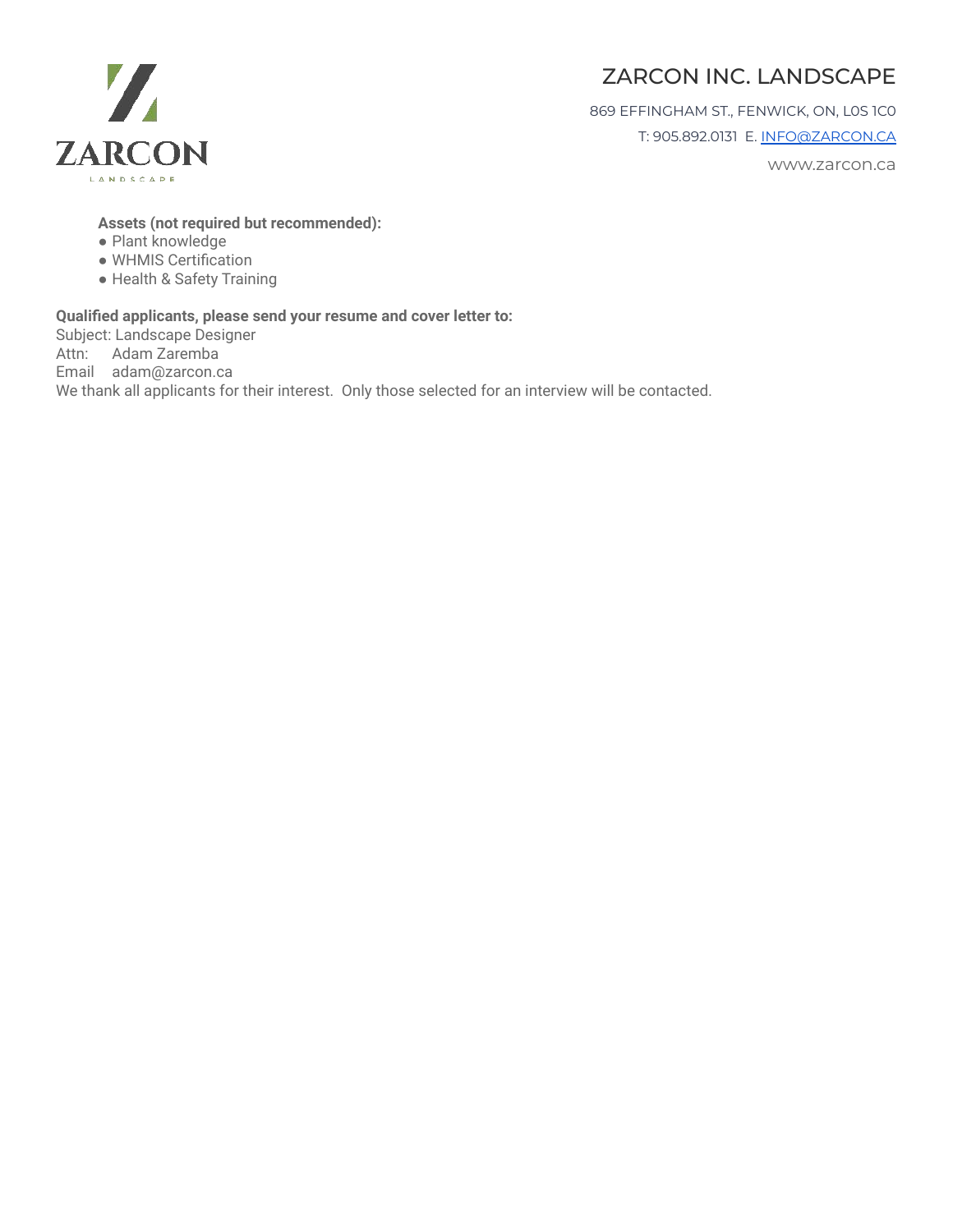**Assets (not required but recommended):**

- Plant knowledge
- WHMIS Certification
- Health & Safety Training

**Qualified applicants, please send your resume and cover letter to:**

Subject: Landscape Designer
Attn: Adam Zaremba
Email adam@zarcon.ca
We thank all applicants for their interest. Only those selected for an interview will be contacted.